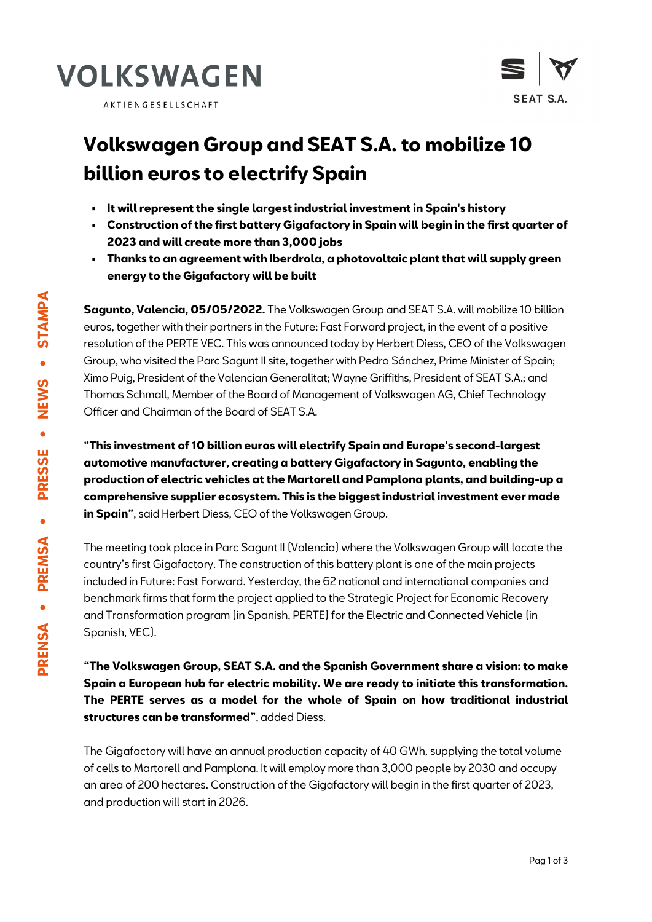# Volkswagen Group and SEAT S.A. to mobilize 10 billion euros to electrify Spain

- **It will represent the single largest industrial investment in Spain's history**
- **Construction of the first battery Gigafactory in Spain will begin in the first quarter of 2023 and will create more than 3,000 jobs**
- **Thanks to an agreement with Iberdrola, a photovoltaic plant that will supply green energy to the Gigafactory will be built**

**Sagunto, Valencia, 05/05/2022.** The Volkswagen Group and SEAT S.A. will mobilize 10 billion euros, together with their partners in the Future: Fast Forward project, in the event of a positive resolution of the PERTE VEC. This was announced today by Herbert Diess, CEO of the Volkswagen Group, who visited the Parc Sagunt II site, together with Pedro Sánchez, Prime Minister of Spain; Ximo Puig, President of the Valencian Generalitat; Wayne Griffiths, President of SEAT S.A.; and Thomas Schmall, Member of the Board of Management of Volkswagen AG, Chief Technology Officer and Chairman of the Board of SEAT S.A.

**"This investment of 10 billion euros will electrify Spain and Europe's second-largest automotive manufacturer, creating a battery Gigafactory in Sagunto, enabling the production of electric vehicles at the Martorell and Pamplona plants, and building-up a comprehensive supplier ecosystem. This is the biggest industrial investment ever made in Spain"**, said Herbert Diess, CEO of the Volkswagen Group.

The meeting took place in Parc Sagunt II (Valencia) where the Volkswagen Group will locate the country's first Gigafactory. The construction of this battery plant is one of the main projects included in Future: Fast Forward. Yesterday, the 62 national and international companies and benchmark firms that form the project applied to the Strategic Project for Economic Recovery and Transformation program (in Spanish, PERTE) for the Electric and Connected Vehicle (in Spanish, VEC).

**"The Volkswagen Group, SEAT S.A. and the Spanish Government share a vision: to make Spain a European hub for electric mobility. We are ready to initiate this transformation. The PERTE serves as a model for the whole of Spain on how traditional industrial structures can be transformed"**, added Diess.

The Gigafactory will have an annual production capacity of 40 GWh, supplying the total volume of cells to Martorell and Pamplona. It will employ more than 3,000 people by 2030 and occupy an area of 200 hectares. Construction of the Gigafactory will begin in the first quarter of 2023, and production will start in 2026.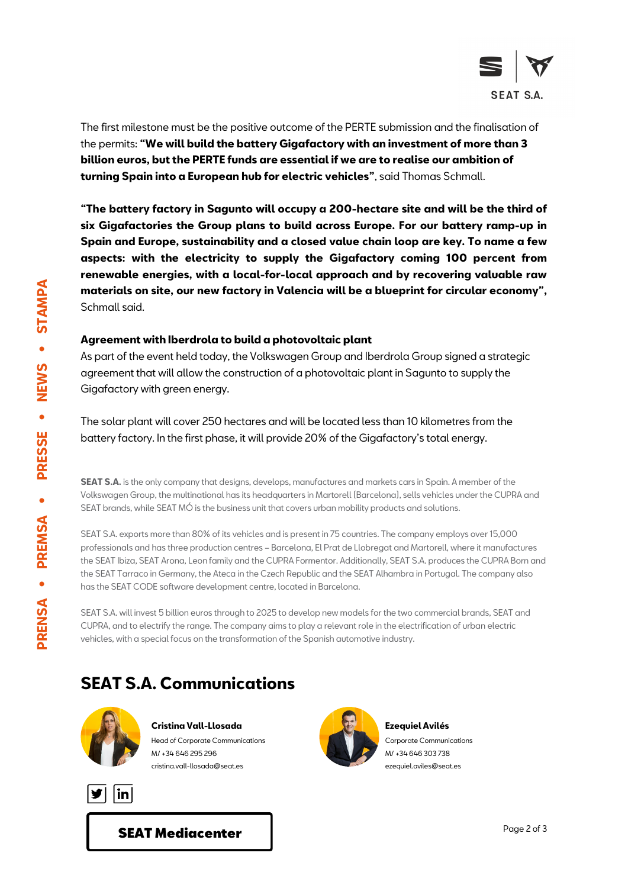The first milestone must be the positive outcome of the PERTE submission and the finalisation of the permits: **"We will build the battery Gigafactory with an investment of more than 3 billion euros, but the PERTE funds are essential if we are to realise our ambition of turning Spain into a European hub for electric vehicles"**, said Thomas Schmall.

**"The battery factory in Sagunto will occupy a 200-hectare site and will be the third of six Gigafactories the Group plans to build across Europe. For our battery ramp-up in Spain and Europe, sustainability and a closed value chain loop are key. To name a few aspects: with the electricity to supply the Gigafactory coming 100 percent from renewable energies, with a local-for-local approach and by recovering valuable raw materials on site, our new factory in Valencia will be a blueprint for circular economy",** Schmall said.

**Agreement with Iberdrola to build a photovoltaic plant**

As part of the event held today, the Volkswagen Group and Iberdrola Group signed a strategic agreement that will allow the construction of a photovoltaic plant in Sagunto to supply the Gigafactory with green energy.

The solar plant will cover 250 hectares and will be located less than 10 kilometres from the battery factory. In the first phase, it will provide 20% of the Gigafactory's total energy.

**SEAT S.A.** is the only company that designs, develops, manufactures and markets cars in Spain. A member of the Volkswagen Group, the multinational has its headquarters in Martorell (Barcelona), sells vehicles under the CUPRA and SEAT brands, while SEAT MÓ is the business unit that covers urban mobility products and solutions.

SEAT S.A. exports more than 80% of its vehicles and is present in 75 countries. The company employs over 15,000 professionals and has three production centres – Barcelona, El Prat de Llobregat and Martorell, where it manufactures the SEAT Ibiza, SEAT Arona, Leon family and the CUPRA Formentor. Additionally, SEAT S.A. produces the CUPRA Born and the SEAT Tarraco in Germany, the Ateca in the Czech Republic and the SEAT Alhambra in Portugal. The company also has the SEAT CODE software development centre, located in Barcelona.

SEAT S.A. will invest 5 billion euros through to 2025 to develop new models for the two commercial brands, SEAT and CUPRA, and to electrify the range. The company aims to play a relevant role in the electrification of urban electric vehicles, with a special focus on the transformation of the Spanish automotive industry.

## SEAT S.A. Communications

**Cristina Vall-Llosada**
Head of Corporate Communications
M/ +34 646 295 296
cristina.vall-llosada@seat.es

**Ezequiel Avilés**
Corporate Communications
M/ +34 646 303 738
ezequiel.aviles@seat.es

**SEAT Mediacenter**